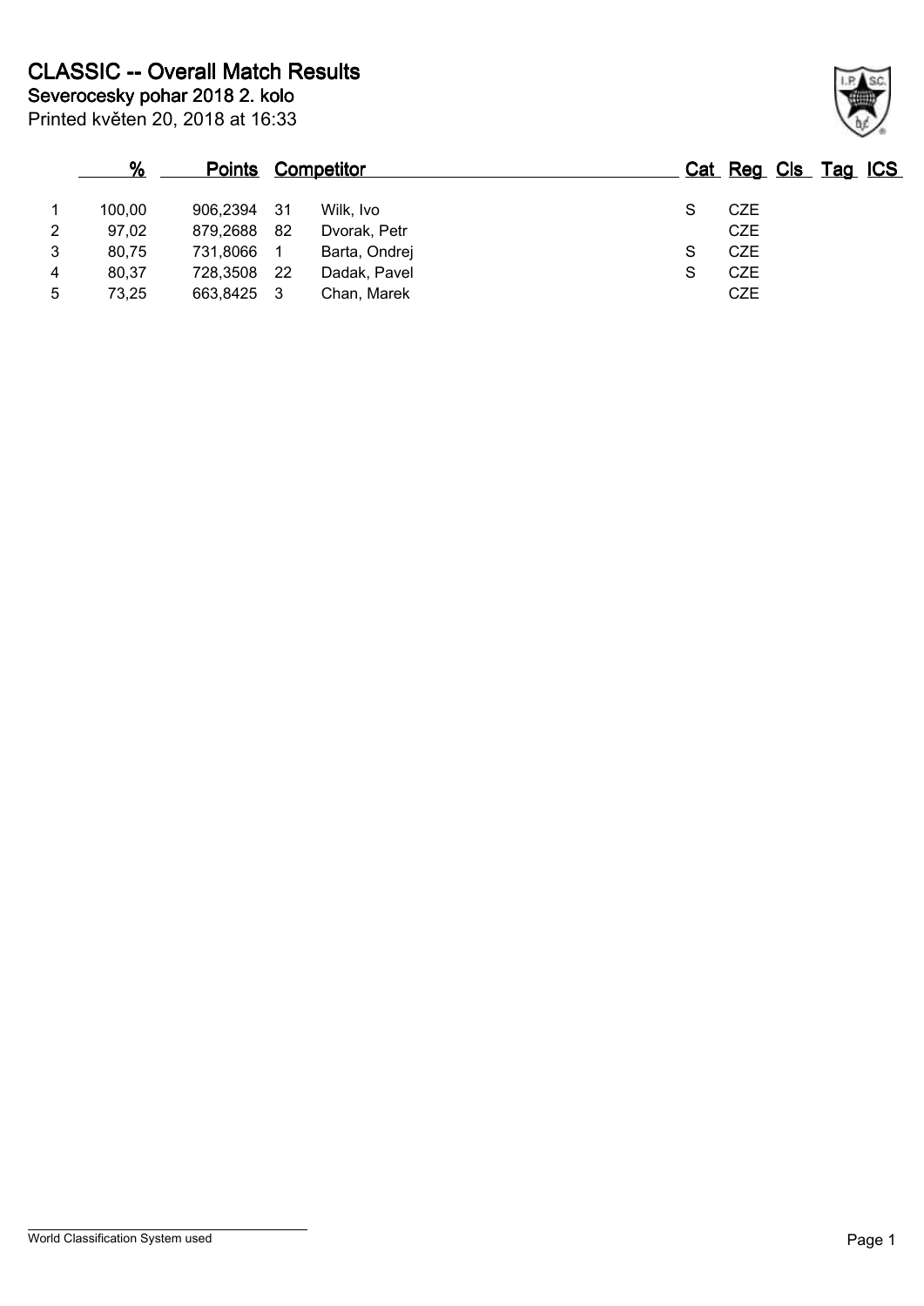# CLASSIC -- Overall Match Results

**Severocesky pohar 2018 2. kolo**

Printed květen 20, 2018 at 16:33

| | % | Points | Competitor | | Cat | Reg | Cls | Tag | ICS |
|---|---|---|---|---|---|---|---|---|---|
| 1 | 100,00 | 906,2394 | 31 | Wilk, Ivo | S | CZE | | | |
| 2 | 97,02 | 879,2688 | 82 | Dvorak, Petr | | CZE | | | |
| 3 | 80,75 | 731,8066 | 1 | Barta, Ondrej | S | CZE | | | |
| 4 | 80,37 | 728,3508 | 22 | Dadak, Pavel | S | CZE | | | |
| 5 | 73,25 | 663,8425 | 3 | Chan, Marek | | CZE | | | |

World Classification System used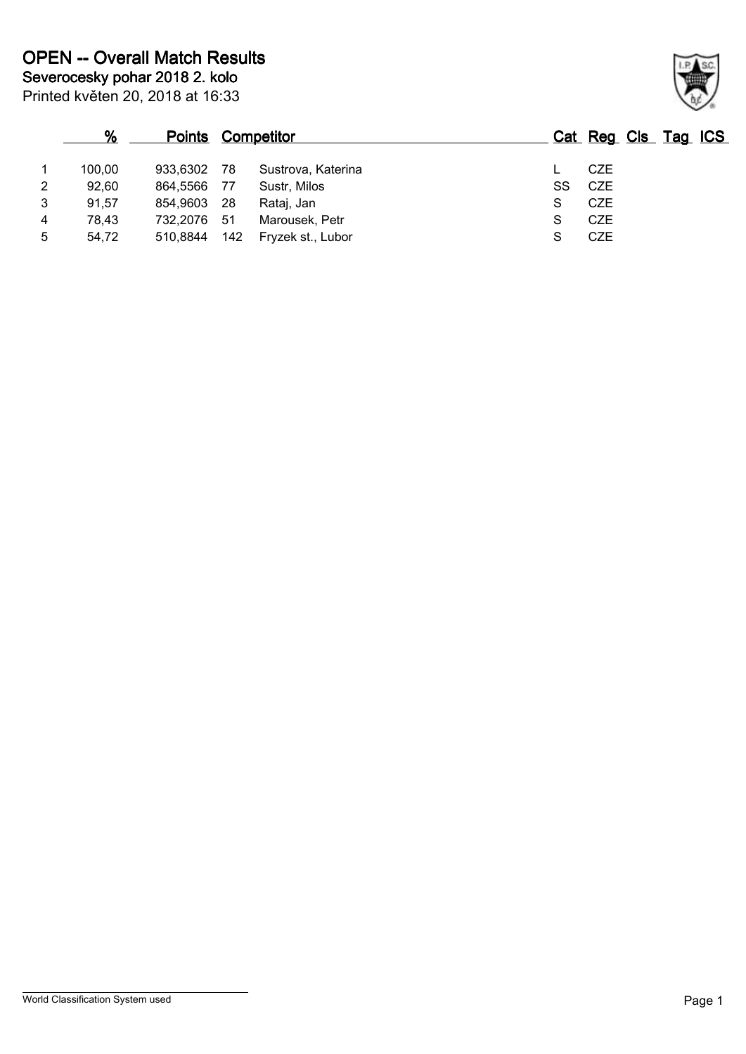# OPEN -- Overall Match Results

## Severocesky pohar 2018 2. kolo

Printed květen 20, 2018 at 16:33

| | % | Points | | Competitor | Cat | Reg | Cls | Tag | ICS |
|---|---|---|---|---|---|---|---|---|---|
| 1 | 100,00 | 933,6302 | 78 | Sustrova, Katerina | L | CZE | | | |
| 2 | 92,60 | 864,5566 | 77 | Sustr, Milos | SS | CZE | | | |
| 3 | 91,57 | 854,9603 | 28 | Rataj, Jan | S | CZE | | | |
| 4 | 78,43 | 732,2076 | 51 | Marousek, Petr | S | CZE | | | |
| 5 | 54,72 | 510,8844 | 142 | Fryzek st., Lubor | S | CZE | | | |

World Classification System used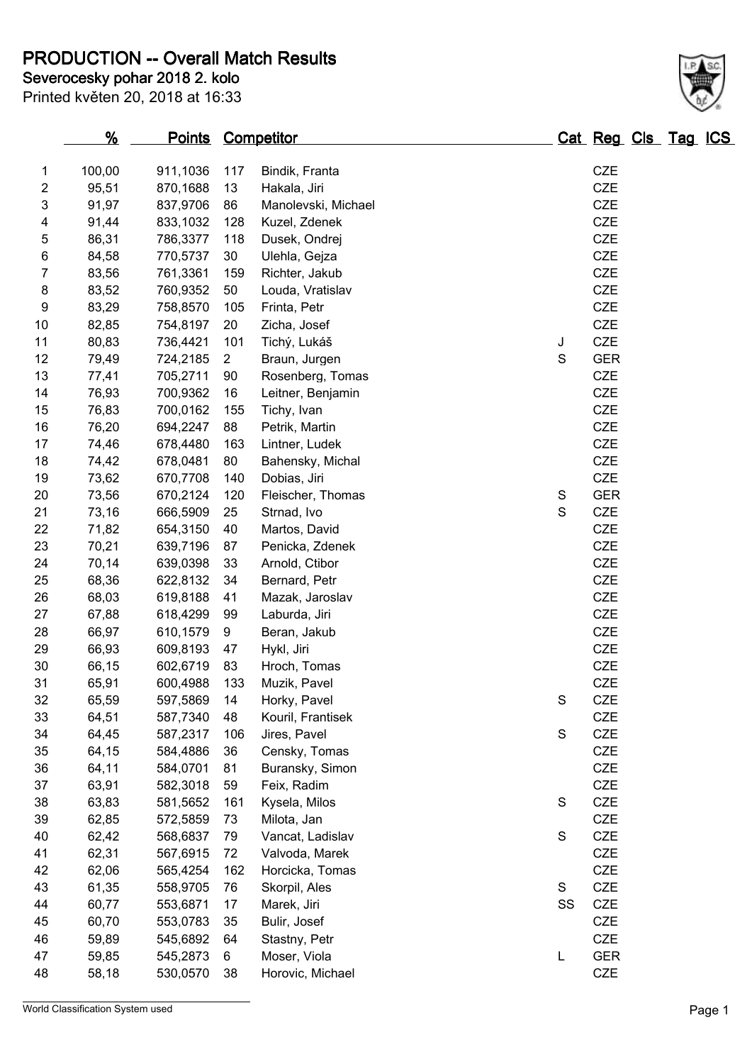# PRODUCTION -- Overall Match Results

**Severocesky pohar 2018 2. kolo**

Printed květen 20, 2018 at 16:33

| | % | Points | Competitor | | Cat | Reg | Cls | Tag | ICS |
|---|---|---|---|---|---|---|---|---|---|
| 1 | 100,00 | 911,1036 | 117 | Bindik, Franta | | CZE | | | |
| 2 | 95,51 | 870,1688 | 13 | Hakala, Jiri | | CZE | | | |
| 3 | 91,97 | 837,9706 | 86 | Manolevski, Michael | | CZE | | | |
| 4 | 91,44 | 833,1032 | 128 | Kuzel, Zdenek | | CZE | | | |
| 5 | 86,31 | 786,3377 | 118 | Dusek, Ondrej | | CZE | | | |
| 6 | 84,58 | 770,5737 | 30 | Ulehla, Gejza | | CZE | | | |
| 7 | 83,56 | 761,3361 | 159 | Richter, Jakub | | CZE | | | |
| 8 | 83,52 | 760,9352 | 50 | Louda, Vratislav | | CZE | | | |
| 9 | 83,29 | 758,8570 | 105 | Frinta, Petr | | CZE | | | |
| 10 | 82,85 | 754,8197 | 20 | Zicha, Josef | | CZE | | | |
| 11 | 80,83 | 736,4421 | 101 | Tichý, Lukáš | J | CZE | | | |
| 12 | 79,49 | 724,2185 | 2 | Braun, Jurgen | S | GER | | | |
| 13 | 77,41 | 705,2711 | 90 | Rosenberg, Tomas | | CZE | | | |
| 14 | 76,93 | 700,9362 | 16 | Leitner, Benjamin | | CZE | | | |
| 15 | 76,83 | 700,0162 | 155 | Tichy, Ivan | | CZE | | | |
| 16 | 76,20 | 694,2247 | 88 | Petrik, Martin | | CZE | | | |
| 17 | 74,46 | 678,4480 | 163 | Lintner, Ludek | | CZE | | | |
| 18 | 74,42 | 678,0481 | 80 | Bahensky, Michal | | CZE | | | |
| 19 | 73,62 | 670,7708 | 140 | Dobias, Jiri | | CZE | | | |
| 20 | 73,56 | 670,2124 | 120 | Fleischer, Thomas | S | GER | | | |
| 21 | 73,16 | 666,5909 | 25 | Strnad, Ivo | S | CZE | | | |
| 22 | 71,82 | 654,3150 | 40 | Martos, David | | CZE | | | |
| 23 | 70,21 | 639,7196 | 87 | Penicka, Zdenek | | CZE | | | |
| 24 | 70,14 | 639,0398 | 33 | Arnold, Ctibor | | CZE | | | |
| 25 | 68,36 | 622,8132 | 34 | Bernard, Petr | | CZE | | | |
| 26 | 68,03 | 619,8188 | 41 | Mazak, Jaroslav | | CZE | | | |
| 27 | 67,88 | 618,4299 | 99 | Laburda, Jiri | | CZE | | | |
| 28 | 66,97 | 610,1579 | 9 | Beran, Jakub | | CZE | | | |
| 29 | 66,93 | 609,8193 | 47 | Hykl, Jiri | | CZE | | | |
| 30 | 66,15 | 602,6719 | 83 | Hroch, Tomas | | CZE | | | |
| 31 | 65,91 | 600,4988 | 133 | Muzik, Pavel | | CZE | | | |
| 32 | 65,59 | 597,5869 | 14 | Horky, Pavel | S | CZE | | | |
| 33 | 64,51 | 587,7340 | 48 | Kouril, Frantisek | | CZE | | | |
| 34 | 64,45 | 587,2317 | 106 | Jires, Pavel | S | CZE | | | |
| 35 | 64,15 | 584,4886 | 36 | Censky, Tomas | | CZE | | | |
| 36 | 64,11 | 584,0701 | 81 | Buransky, Simon | | CZE | | | |
| 37 | 63,91 | 582,3018 | 59 | Feix, Radim | | CZE | | | |
| 38 | 63,83 | 581,5652 | 161 | Kysela, Milos | S | CZE | | | |
| 39 | 62,85 | 572,5859 | 73 | Milota, Jan | | CZE | | | |
| 40 | 62,42 | 568,6837 | 79 | Vancat, Ladislav | S | CZE | | | |
| 41 | 62,31 | 567,6915 | 72 | Valvoda, Marek | | CZE | | | |
| 42 | 62,06 | 565,4254 | 162 | Horcicka, Tomas | | CZE | | | |
| 43 | 61,35 | 558,9705 | 76 | Skorpil, Ales | S | CZE | | | |
| 44 | 60,77 | 553,6871 | 17 | Marek, Jiri | SS | CZE | | | |
| 45 | 60,70 | 553,0783 | 35 | Bulir, Josef | | CZE | | | |
| 46 | 59,89 | 545,6892 | 64 | Stastny, Petr | | CZE | | | |
| 47 | 59,85 | 545,2873 | 6 | Moser, Viola | L | GER | | | |
| 48 | 58,18 | 530,0570 | 38 | Horovic, Michael | | CZE | | | |

World Classification System used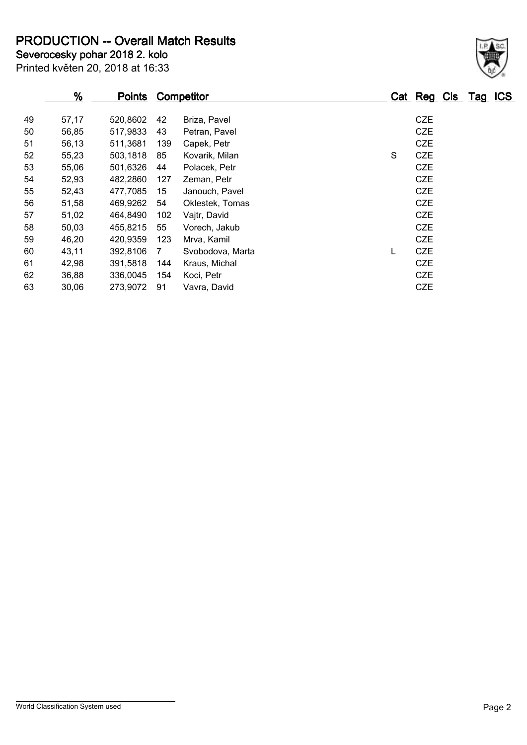# PRODUCTION -- Overall Match Results

**Severocesky pohar 2018 2. kolo**

Printed květen 20, 2018 at 16:33

| | % | Points | Competitor | | Cat | Reg | Cls | Tag | ICS |
|---|---|---|---|---|---|---|---|---|---|
| 49 | 57,17 | 520,8602 | 42 | Briza, Pavel | | CZE | | | |
| 50 | 56,85 | 517,9833 | 43 | Petran, Pavel | | CZE | | | |
| 51 | 56,13 | 511,3681 | 139 | Capek, Petr | | CZE | | | |
| 52 | 55,23 | 503,1818 | 85 | Kovarik, Milan | S | CZE | | | |
| 53 | 55,06 | 501,6326 | 44 | Polacek, Petr | | CZE | | | |
| 54 | 52,93 | 482,2860 | 127 | Zeman, Petr | | CZE | | | |
| 55 | 52,43 | 477,7085 | 15 | Janouch, Pavel | | CZE | | | |
| 56 | 51,58 | 469,9262 | 54 | Oklestek, Tomas | | CZE | | | |
| 57 | 51,02 | 464,8490 | 102 | Vajtr, David | | CZE | | | |
| 58 | 50,03 | 455,8215 | 55 | Vorech, Jakub | | CZE | | | |
| 59 | 46,20 | 420,9359 | 123 | Mrva, Kamil | | CZE | | | |
| 60 | 43,11 | 392,8106 | 7 | Svobodova, Marta | L | CZE | | | |
| 61 | 42,98 | 391,5818 | 144 | Kraus, Michal | | CZE | | | |
| 62 | 36,88 | 336,0045 | 154 | Koci, Petr | | CZE | | | |
| 63 | 30,06 | 273,9072 | 91 | Vavra, David | | CZE | | | |

World Classification System used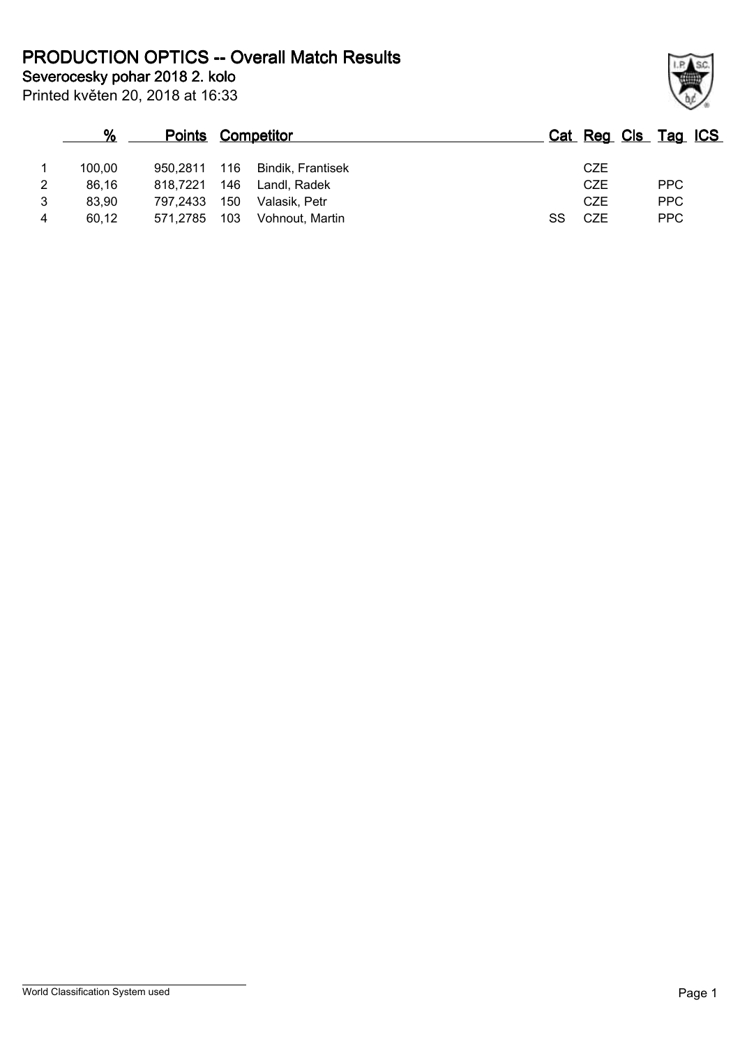# PRODUCTION OPTICS -- Overall Match Results

**Severocesky pohar 2018 2. kolo**

Printed květen 20, 2018 at 16:33

| | % | Points | | Competitor | Cat | Reg | Cls | Tag | ICS |
|---|---|---|---|---|---|---|---|---|---|
| 1 | 100,00 | 950,2811 | 116 | Bindik, Frantisek | | CZE | | | |
| 2 | 86,16 | 818,7221 | 146 | Landl, Radek | | CZE | | PPC | |
| 3 | 83,90 | 797,2433 | 150 | Valasik, Petr | | CZE | | PPC | |
| 4 | 60,12 | 571,2785 | 103 | Vohnout, Martin | SS | CZE | | PPC | |

World Classification System used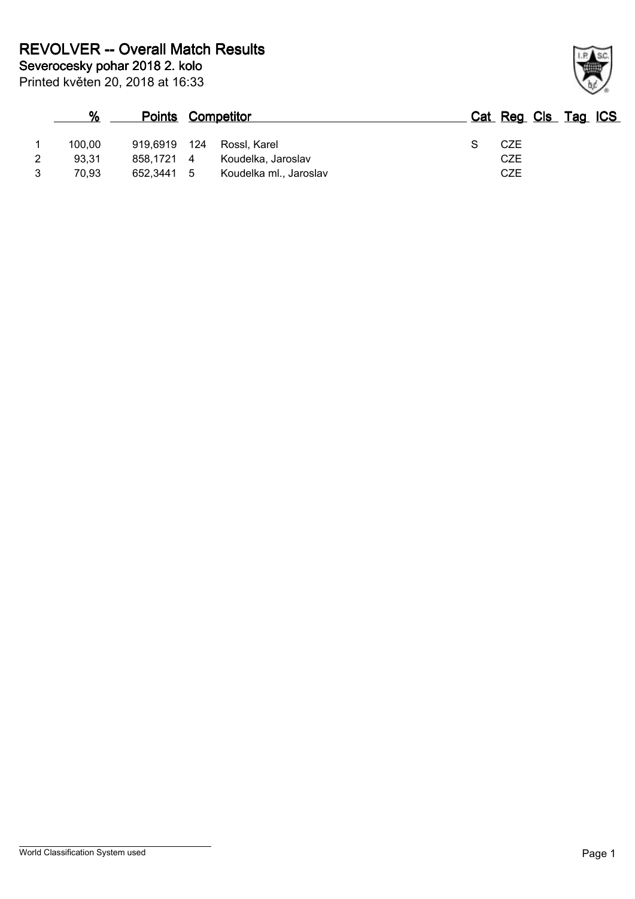# REVOLVER -- Overall Match Results

**Severocesky pohar 2018 2. kolo**

Printed květen 20, 2018 at 16:33

| | % | Points | | Competitor | Cat | Reg | Cls | Tag | ICS |
|---|---|---|---|---|---|---|---|---|---|
| 1 | 100,00 | 919,6919 | 124 | Rossl, Karel | S | CZE | | | |
| 2 | 93,31 | 858,1721 | 4 | Koudelka, Jaroslav | | CZE | | | |
| 3 | 70,93 | 652,3441 | 5 | Koudelka ml., Jaroslav | | CZE | | | |

World Classification System used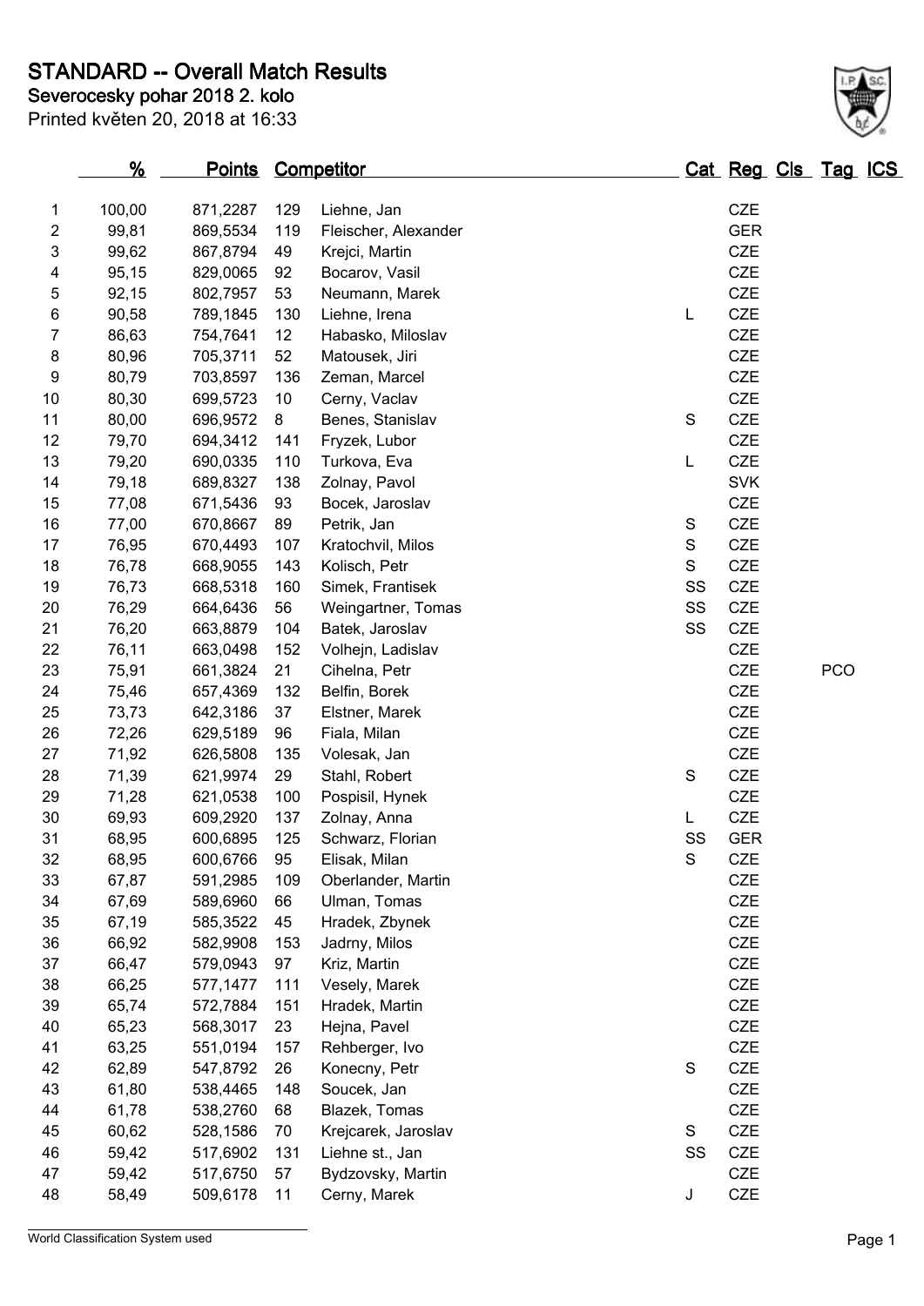# STANDARD -- Overall Match Results

## Severocesky pohar 2018 2. kolo

Printed květen 20, 2018 at 16:33

| | % | Points | Competitor | | Cat | Reg | Cls | Tag | ICS |
|---|---|---|---|---|---|---|---|---|---|
| 1 | 100,00 | 871,2287 | 129 | Liehne, Jan | | CZE | | | |
| 2 | 99,81 | 869,5534 | 119 | Fleischer, Alexander | | GER | | | |
| 3 | 99,62 | 867,8794 | 49 | Krejci, Martin | | CZE | | | |
| 4 | 95,15 | 829,0065 | 92 | Bocarov, Vasil | | CZE | | | |
| 5 | 92,15 | 802,7957 | 53 | Neumann, Marek | | CZE | | | |
| 6 | 90,58 | 789,1845 | 130 | Liehne, Irena | L | CZE | | | |
| 7 | 86,63 | 754,7641 | 12 | Habasko, Miloslav | | CZE | | | |
| 8 | 80,96 | 705,3711 | 52 | Matousek, Jiri | | CZE | | | |
| 9 | 80,79 | 703,8597 | 136 | Zeman, Marcel | | CZE | | | |
| 10 | 80,30 | 699,5723 | 10 | Cerny, Vaclav | | CZE | | | |
| 11 | 80,00 | 696,9572 | 8 | Benes, Stanislav | S | CZE | | | |
| 12 | 79,70 | 694,3412 | 141 | Fryzek, Lubor | | CZE | | | |
| 13 | 79,20 | 690,0335 | 110 | Turkova, Eva | L | CZE | | | |
| 14 | 79,18 | 689,8327 | 138 | Zolnay, Pavol | | SVK | | | |
| 15 | 77,08 | 671,5436 | 93 | Bocek, Jaroslav | | CZE | | | |
| 16 | 77,00 | 670,8667 | 89 | Petrik, Jan | S | CZE | | | |
| 17 | 76,95 | 670,4493 | 107 | Kratochvil, Milos | S | CZE | | | |
| 18 | 76,78 | 668,9055 | 143 | Kolisch, Petr | S | CZE | | | |
| 19 | 76,73 | 668,5318 | 160 | Simek, Frantisek | SS | CZE | | | |
| 20 | 76,29 | 664,6436 | 56 | Weingartner, Tomas | SS | CZE | | | |
| 21 | 76,20 | 663,8879 | 104 | Batek, Jaroslav | SS | CZE | | | |
| 22 | 76,11 | 663,0498 | 152 | Volhejn, Ladislav | | CZE | | | |
| 23 | 75,91 | 661,3824 | 21 | Cihelna, Petr | | CZE | | PCO | |
| 24 | 75,46 | 657,4369 | 132 | Belfin, Borek | | CZE | | | |
| 25 | 73,73 | 642,3186 | 37 | Elstner, Marek | | CZE | | | |
| 26 | 72,26 | 629,5189 | 96 | Fiala, Milan | | CZE | | | |
| 27 | 71,92 | 626,5808 | 135 | Volesak, Jan | | CZE | | | |
| 28 | 71,39 | 621,9974 | 29 | Stahl, Robert | S | CZE | | | |
| 29 | 71,28 | 621,0538 | 100 | Pospisil, Hynek | | CZE | | | |
| 30 | 69,93 | 609,2920 | 137 | Zolnay, Anna | L | CZE | | | |
| 31 | 68,95 | 600,6895 | 125 | Schwarz, Florian | SS | GER | | | |
| 32 | 68,95 | 600,6766 | 95 | Elisak, Milan | S | CZE | | | |
| 33 | 67,87 | 591,2985 | 109 | Oberlander, Martin | | CZE | | | |
| 34 | 67,69 | 589,6960 | 66 | Ulman, Tomas | | CZE | | | |
| 35 | 67,19 | 585,3522 | 45 | Hradek, Zbynek | | CZE | | | |
| 36 | 66,92 | 582,9908 | 153 | Jadrny, Milos | | CZE | | | |
| 37 | 66,47 | 579,0943 | 97 | Kriz, Martin | | CZE | | | |
| 38 | 66,25 | 577,1477 | 111 | Vesely, Marek | | CZE | | | |
| 39 | 65,74 | 572,7884 | 151 | Hradek, Martin | | CZE | | | |
| 40 | 65,23 | 568,3017 | 23 | Hejna, Pavel | | CZE | | | |
| 41 | 63,25 | 551,0194 | 157 | Rehberger, Ivo | | CZE | | | |
| 42 | 62,89 | 547,8792 | 26 | Konecny, Petr | S | CZE | | | |
| 43 | 61,80 | 538,4465 | 148 | Soucek, Jan | | CZE | | | |
| 44 | 61,78 | 538,2760 | 68 | Blazek, Tomas | | CZE | | | |
| 45 | 60,62 | 528,1586 | 70 | Krejcarek, Jaroslav | S | CZE | | | |
| 46 | 59,42 | 517,6902 | 131 | Liehne st., Jan | SS | CZE | | | |
| 47 | 59,42 | 517,6750 | 57 | Bydzovsky, Martin | | CZE | | | |
| 48 | 58,49 | 509,6178 | 11 | Cerny, Marek | J | CZE | | | |

World Classification System used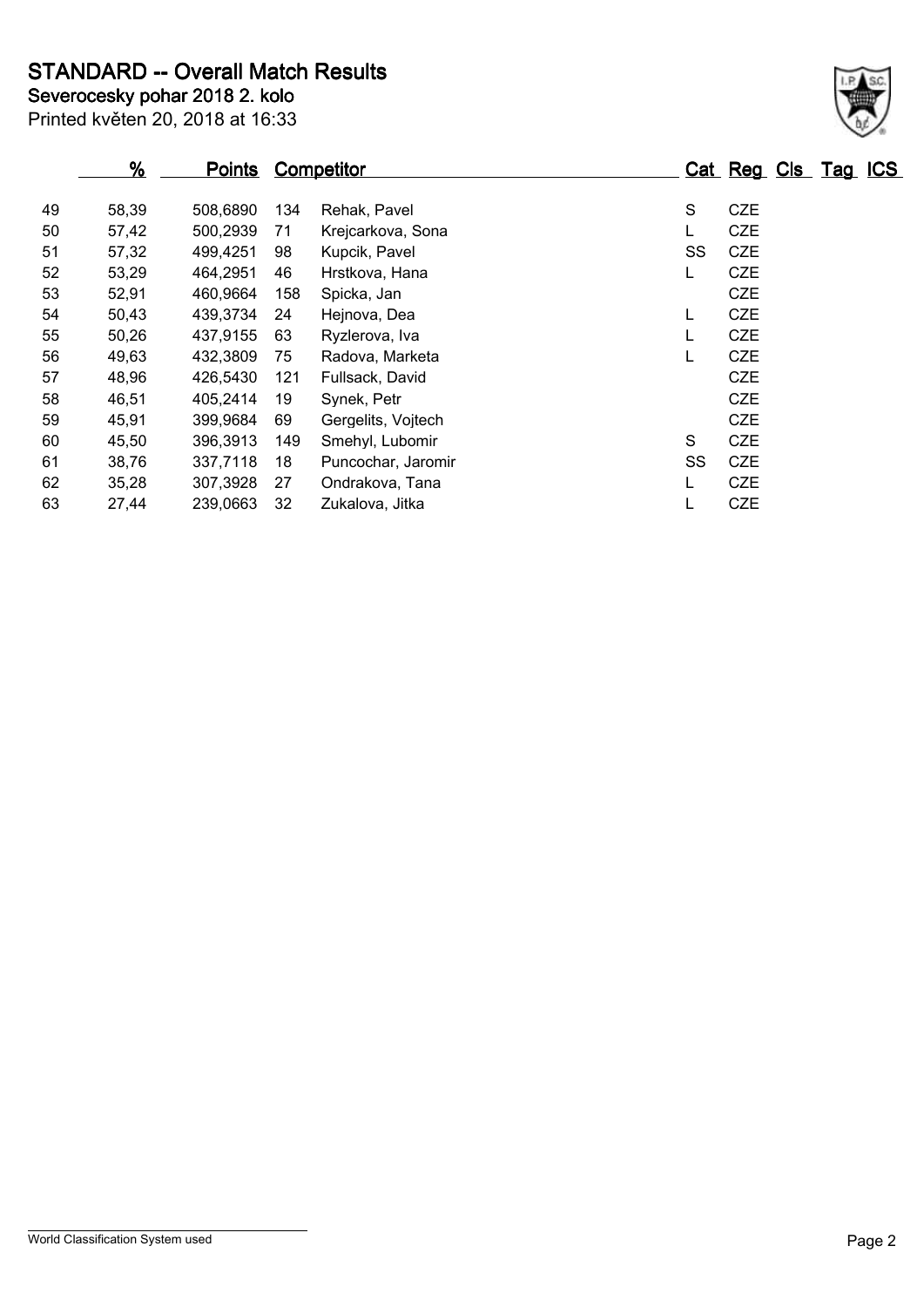# STANDARD -- Overall Match Results

**Severocesky pohar 2018 2. kolo**

Printed květen 20, 2018 at 16:33

| | % | Points | Competitor | | Cat | Reg | Cls | Tag | ICS |
|---|---|---|---|---|---|---|---|---|---|
| 49 | 58,39 | 508,6890 | 134 | Rehak, Pavel | S | CZE | | | |
| 50 | 57,42 | 500,2939 | 71 | Krejcarkova, Sona | L | CZE | | | |
| 51 | 57,32 | 499,4251 | 98 | Kupcik, Pavel | SS | CZE | | | |
| 52 | 53,29 | 464,2951 | 46 | Hrstkova, Hana | L | CZE | | | |
| 53 | 52,91 | 460,9664 | 158 | Spicka, Jan | | CZE | | | |
| 54 | 50,43 | 439,3734 | 24 | Hejnova, Dea | L | CZE | | | |
| 55 | 50,26 | 437,9155 | 63 | Ryzlerova, Iva | L | CZE | | | |
| 56 | 49,63 | 432,3809 | 75 | Radova, Marketa | L | CZE | | | |
| 57 | 48,96 | 426,5430 | 121 | Fullsack, David | | CZE | | | |
| 58 | 46,51 | 405,2414 | 19 | Synek, Petr | | CZE | | | |
| 59 | 45,91 | 399,9684 | 69 | Gergelits, Vojtech | | CZE | | | |
| 60 | 45,50 | 396,3913 | 149 | Smehyl, Lubomir | S | CZE | | | |
| 61 | 38,76 | 337,7118 | 18 | Puncochar, Jaromir | SS | CZE | | | |
| 62 | 35,28 | 307,3928 | 27 | Ondrakova, Tana | L | CZE | | | |
| 63 | 27,44 | 239,0663 | 32 | Zukalova, Jitka | L | CZE | | | |

World Classification System used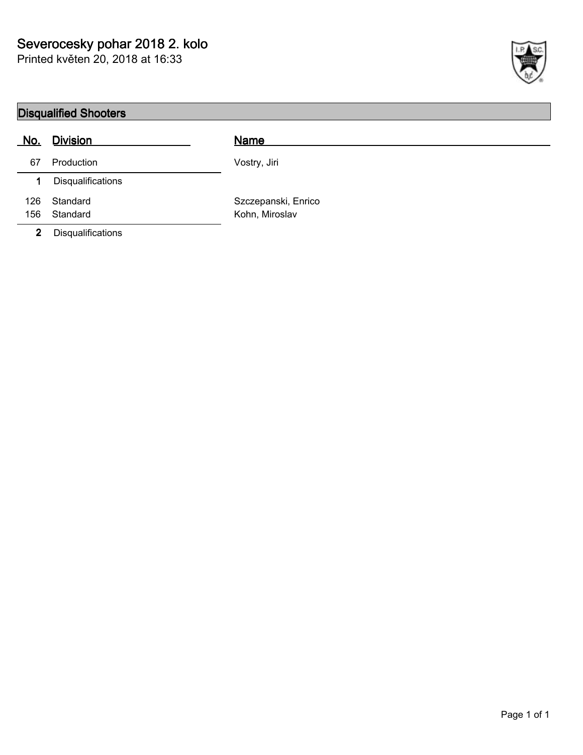# Severocesky pohar 2018 2. kolo

Printed květen 20, 2018 at 16:33

## Disqualified Shooters

| No. | Division | Name |
| --- | --- | --- |
| 67 | Production | Vostry, Jiri |
| **1** | Disqualifications | |
| 126 | Standard | Szczepanski, Enrico |
| 156 | Standard | Kohn, Miroslav |
| **2** | Disqualifications | |